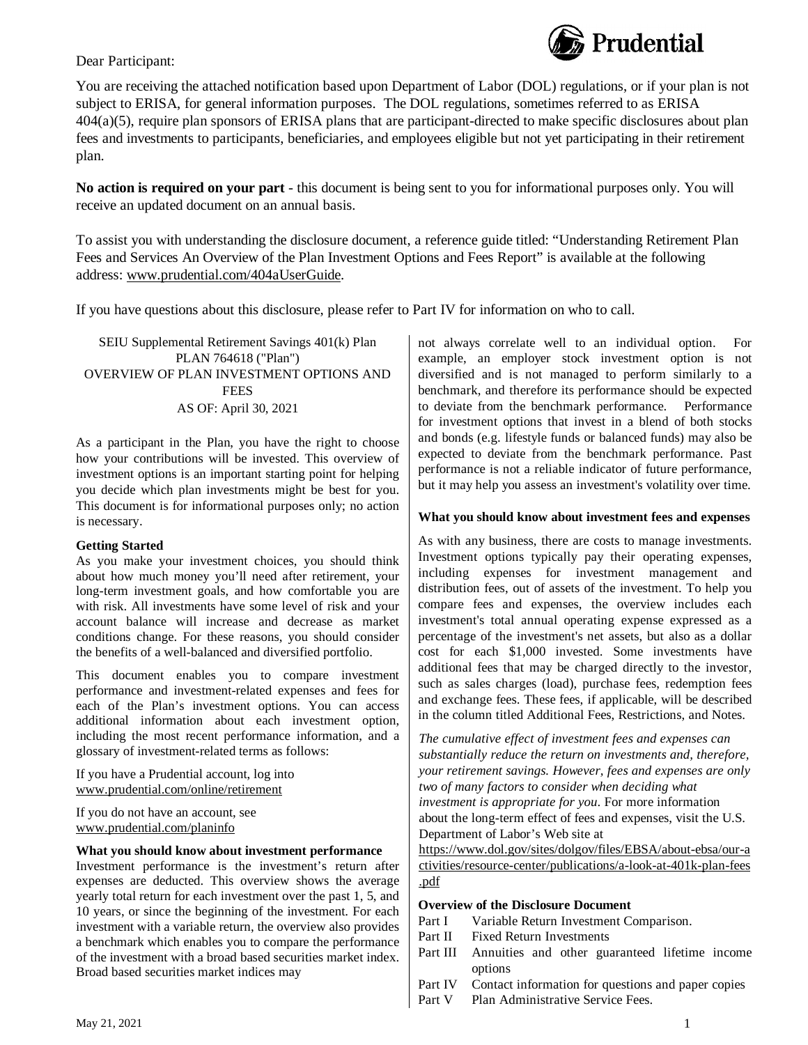Dear Participant:

You are receiving the attached notification based upon Department of Labor (DOL) regulations, or if your plan is not subject to ERISA, for general information purposes. The DOL regulations, sometimes referred to as ERISA 404(a)(5), require plan sponsors of ERISA plans that are participant-directed to make specific disclosures about plan fees and investments to participants, beneficiaries, and employees eligible but not yet participating in their retirement plan.

**No action is required on your part** - this document is being sent to you for informational purposes only. You will receive an updated document on an annual basis.

To assist you with understanding the disclosure document, a reference guide titled: "Understanding Retirement Plan Fees and Services An Overview of the Plan Investment Options and Fees Report" is available at the following address: www.prudential.com/404aUserGuide.

If you have questions about this disclosure, please refer to Part IV for information on who to call.

SEIU Supplemental Retirement Savings 401(k) Plan
PLAN 764618 ("Plan")
OVERVIEW OF PLAN INVESTMENT OPTIONS AND FEES
AS OF: April 30, 2021

As a participant in the Plan, you have the right to choose how your contributions will be invested. This overview of investment options is an important starting point for helping you decide which plan investments might be best for you. This document is for informational purposes only; no action is necessary.

**Getting Started**

As you make your investment choices, you should think about how much money you'll need after retirement, your long-term investment goals, and how comfortable you are with risk. All investments have some level of risk and your account balance will increase and decrease as market conditions change. For these reasons, you should consider the benefits of a well-balanced and diversified portfolio.

This document enables you to compare investment performance and investment-related expenses and fees for each of the Plan's investment options. You can access additional information about each investment option, including the most recent performance information, and a glossary of investment-related terms as follows:

If you have a Prudential account, log into www.prudential.com/online/retirement

If you do not have an account, see www.prudential.com/planinfo

**What you should know about investment performance**

Investment performance is the investment's return after expenses are deducted. This overview shows the average yearly total return for each investment over the past 1, 5, and 10 years, or since the beginning of the investment. For each investment with a variable return, the overview also provides a benchmark which enables you to compare the performance of the investment with a broad based securities market index. Broad based securities market indices may not always correlate well to an individual option. For example, an employer stock investment option is not diversified and is not managed to perform similarly to a benchmark, and therefore its performance should be expected to deviate from the benchmark performance. Performance for investment options that invest in a blend of both stocks and bonds (e.g. lifestyle funds or balanced funds) may also be expected to deviate from the benchmark performance. Past performance is not a reliable indicator of future performance, but it may help you assess an investment's volatility over time.

**What you should know about investment fees and expenses**

As with any business, there are costs to manage investments. Investment options typically pay their operating expenses, including expenses for investment management and distribution fees, out of assets of the investment. To help you compare fees and expenses, the overview includes each investment's total annual operating expense expressed as a percentage of the investment's net assets, but also as a dollar cost for each $1,000 invested. Some investments have additional fees that may be charged directly to the investor, such as sales charges (load), purchase fees, redemption fees and exchange fees. These fees, if applicable, will be described in the column titled Additional Fees, Restrictions, and Notes.

*The cumulative effect of investment fees and expenses can substantially reduce the return on investments and, therefore, your retirement savings. However, fees and expenses are only two of many factors to consider when deciding what investment is appropriate for you.* For more information about the long-term effect of fees and expenses, visit the U.S. Department of Labor's Web site at https://www.dol.gov/sites/dolgov/files/EBSA/about-ebsa/our-activities/resource-center/publications/a-look-at-401k-plan-fees.pdf

**Overview of the Disclosure Document**

- Part I Variable Return Investment Comparison.
- Part II Fixed Return Investments
- Part III Annuities and other guaranteed lifetime income options
- Part IV Contact information for questions and paper copies
- Part V Plan Administrative Service Fees.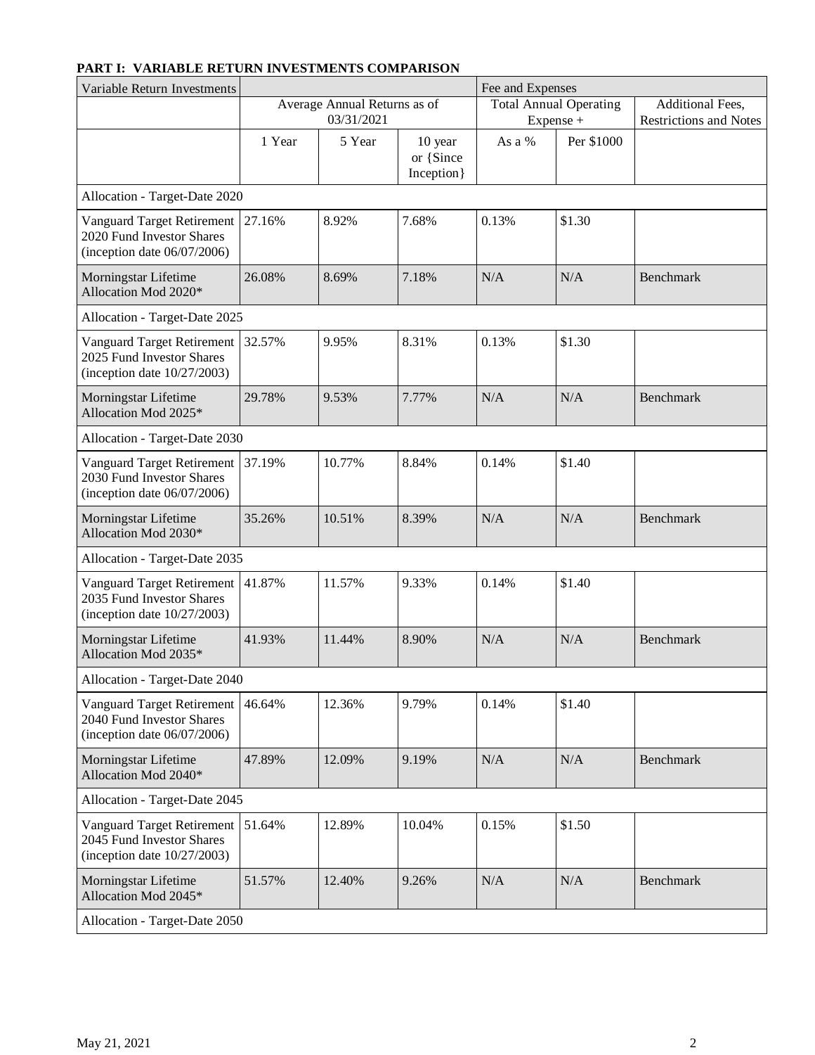**PART I: VARIABLE RETURN INVESTMENTS COMPARISON**

| Variable Return Investments | | | | Fee and Expenses | | |
|---|---|---|---|---|---|---|
| | Average Annual Returns as of 03/31/2021 | | | Total Annual Operating Expense + | | Additional Fees, Restrictions and Notes |
| | 1 Year | 5 Year | 10 year or {Since Inception} | As a % | Per $1000 | |
| Allocation - Target-Date 2020 | | | | | | |
| Vanguard Target Retirement 2020 Fund Investor Shares (inception date 06/07/2006) | 27.16% | 8.92% | 7.68% | 0.13% | $1.30 | |
| Morningstar Lifetime Allocation Mod 2020* | 26.08% | 8.69% | 7.18% | N/A | N/A | Benchmark |
| Allocation - Target-Date 2025 | | | | | | |
| Vanguard Target Retirement 2025 Fund Investor Shares (inception date 10/27/2003) | 32.57% | 9.95% | 8.31% | 0.13% | $1.30 | |
| Morningstar Lifetime Allocation Mod 2025* | 29.78% | 9.53% | 7.77% | N/A | N/A | Benchmark |
| Allocation - Target-Date 2030 | | | | | | |
| Vanguard Target Retirement 2030 Fund Investor Shares (inception date 06/07/2006) | 37.19% | 10.77% | 8.84% | 0.14% | $1.40 | |
| Morningstar Lifetime Allocation Mod 2030* | 35.26% | 10.51% | 8.39% | N/A | N/A | Benchmark |
| Allocation - Target-Date 2035 | | | | | | |
| Vanguard Target Retirement 2035 Fund Investor Shares (inception date 10/27/2003) | 41.87% | 11.57% | 9.33% | 0.14% | $1.40 | |
| Morningstar Lifetime Allocation Mod 2035* | 41.93% | 11.44% | 8.90% | N/A | N/A | Benchmark |
| Allocation - Target-Date 2040 | | | | | | |
| Vanguard Target Retirement 2040 Fund Investor Shares (inception date 06/07/2006) | 46.64% | 12.36% | 9.79% | 0.14% | $1.40 | |
| Morningstar Lifetime Allocation Mod 2040* | 47.89% | 12.09% | 9.19% | N/A | N/A | Benchmark |
| Allocation - Target-Date 2045 | | | | | | |
| Vanguard Target Retirement 2045 Fund Investor Shares (inception date 10/27/2003) | 51.64% | 12.89% | 10.04% | 0.15% | $1.50 | |
| Morningstar Lifetime Allocation Mod 2045* | 51.57% | 12.40% | 9.26% | N/A | N/A | Benchmark |
| Allocation - Target-Date 2050 | | | | | | |

May 21, 2021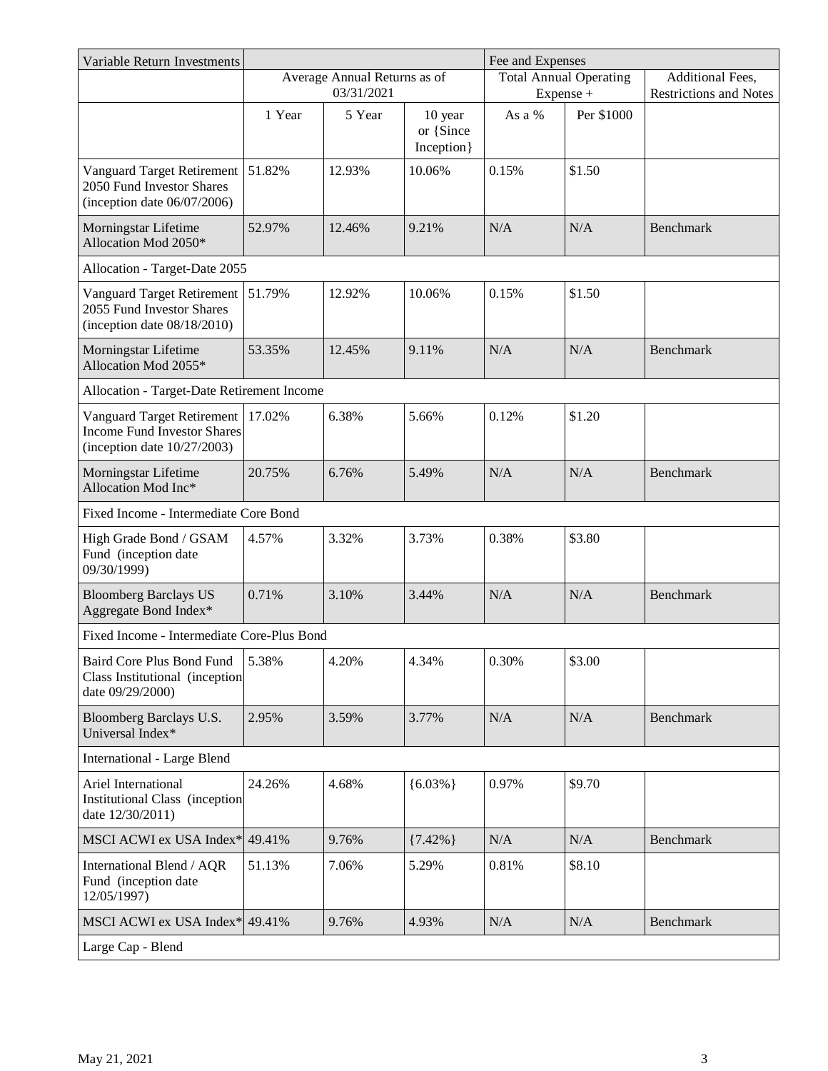| Variable Return Investments | | | | Fee and Expenses | | |
|---|---|---|---|---|---|---|
| | Average Annual Returns as of 03/31/2021 | | | Total Annual Operating Expense + | | Additional Fees, Restrictions and Notes |
| | 1 Year | 5 Year | 10 year or {Since Inception} | As a % | Per $1000 | |
| Vanguard Target Retirement 2050 Fund Investor Shares (inception date 06/07/2006) | 51.82% | 12.93% | 10.06% | 0.15% | $1.50 | |
| Morningstar Lifetime Allocation Mod 2050* | 52.97% | 12.46% | 9.21% | N/A | N/A | Benchmark |
| Allocation - Target-Date 2055 | | | | | | |
| Vanguard Target Retirement 2055 Fund Investor Shares (inception date 08/18/2010) | 51.79% | 12.92% | 10.06% | 0.15% | $1.50 | |
| Morningstar Lifetime Allocation Mod 2055* | 53.35% | 12.45% | 9.11% | N/A | N/A | Benchmark |
| Allocation - Target-Date Retirement Income | | | | | | |
| Vanguard Target Retirement Income Fund Investor Shares (inception date 10/27/2003) | 17.02% | 6.38% | 5.66% | 0.12% | $1.20 | |
| Morningstar Lifetime Allocation Mod Inc* | 20.75% | 6.76% | 5.49% | N/A | N/A | Benchmark |
| Fixed Income - Intermediate Core Bond | | | | | | |
| High Grade Bond / GSAM Fund (inception date 09/30/1999) | 4.57% | 3.32% | 3.73% | 0.38% | $3.80 | |
| Bloomberg Barclays US Aggregate Bond Index* | 0.71% | 3.10% | 3.44% | N/A | N/A | Benchmark |
| Fixed Income - Intermediate Core-Plus Bond | | | | | | |
| Baird Core Plus Bond Fund Class Institutional (inception date 09/29/2000) | 5.38% | 4.20% | 4.34% | 0.30% | $3.00 | |
| Bloomberg Barclays U.S. Universal Index* | 2.95% | 3.59% | 3.77% | N/A | N/A | Benchmark |
| International - Large Blend | | | | | | |
| Ariel International Institutional Class (inception date 12/30/2011) | 24.26% | 4.68% | {6.03%} | 0.97% | $9.70 | |
| MSCI ACWI ex USA Index* | 49.41% | 9.76% | {7.42%} | N/A | N/A | Benchmark |
| International Blend / AQR Fund (inception date 12/05/1997) | 51.13% | 7.06% | 5.29% | 0.81% | $8.10 | |
| MSCI ACWI ex USA Index* | 49.41% | 9.76% | 4.93% | N/A | N/A | Benchmark |
| Large Cap - Blend | | | | | | |

May 21, 2021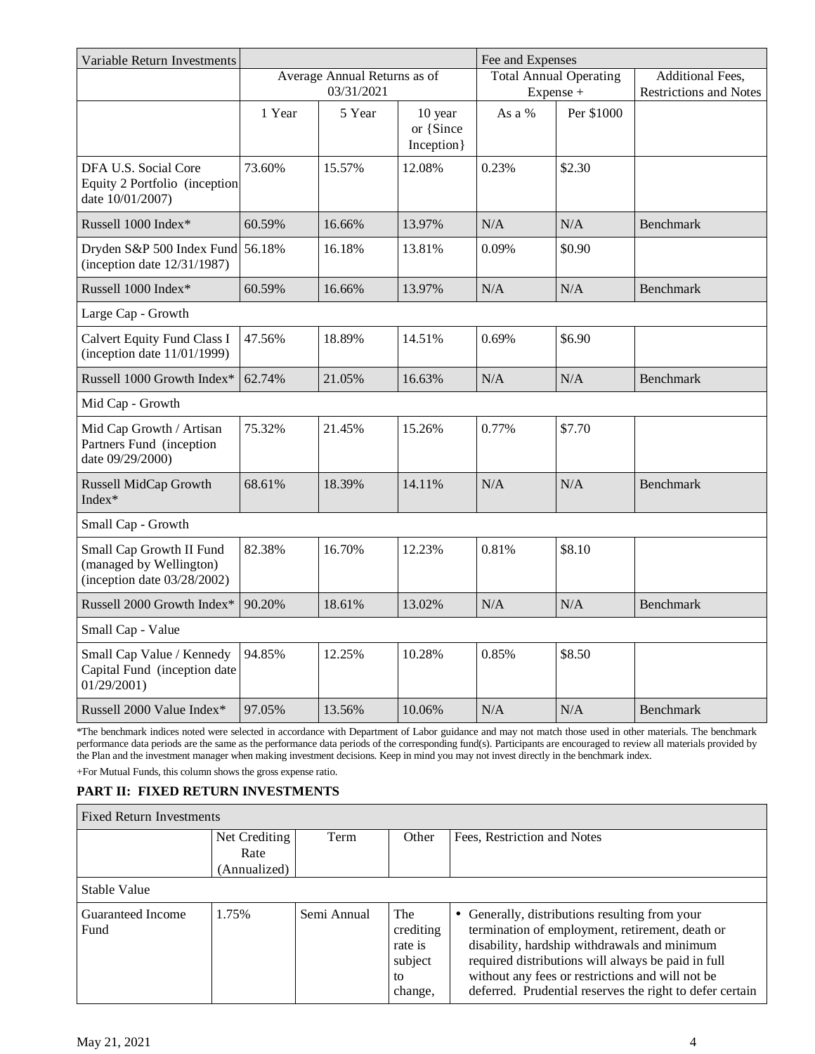| Variable Return Investments | | | | Fee and Expenses | | |
|---|---|---|---|---|---|---|
| | Average Annual Returns as of 03/31/2021 | | | Total Annual Operating Expense + | | Additional Fees, Restrictions and Notes |
| | 1 Year | 5 Year | 10 year or {Since Inception} | As a % | Per $1000 | |
| DFA U.S. Social Core Equity 2 Portfolio (inception date 10/01/2007) | 73.60% | 15.57% | 12.08% | 0.23% | $2.30 | |
| Russell 1000 Index* | 60.59% | 16.66% | 13.97% | N/A | N/A | Benchmark |
| Dryden S&P 500 Index Fund (inception date 12/31/1987) | 56.18% | 16.18% | 13.81% | 0.09% | $0.90 | |
| Russell 1000 Index* | 60.59% | 16.66% | 13.97% | N/A | N/A | Benchmark |
| Large Cap - Growth | | | | | | |
| Calvert Equity Fund Class I (inception date 11/01/1999) | 47.56% | 18.89% | 14.51% | 0.69% | $6.90 | |
| Russell 1000 Growth Index* | 62.74% | 21.05% | 16.63% | N/A | N/A | Benchmark |
| Mid Cap - Growth | | | | | | |
| Mid Cap Growth / Artisan Partners Fund (inception date 09/29/2000) | 75.32% | 21.45% | 15.26% | 0.77% | $7.70 | |
| Russell MidCap Growth Index* | 68.61% | 18.39% | 14.11% | N/A | N/A | Benchmark |
| Small Cap - Growth | | | | | | |
| Small Cap Growth II Fund (managed by Wellington) (inception date 03/28/2002) | 82.38% | 16.70% | 12.23% | 0.81% | $8.10 | |
| Russell 2000 Growth Index* | 90.20% | 18.61% | 13.02% | N/A | N/A | Benchmark |
| Small Cap - Value | | | | | | |
| Small Cap Value / Kennedy Capital Fund (inception date 01/29/2001) | 94.85% | 12.25% | 10.28% | 0.85% | $8.50 | |
| Russell 2000 Value Index* | 97.05% | 13.56% | 10.06% | N/A | N/A | Benchmark |

*The benchmark indices noted were selected in accordance with Department of Labor guidance and may not match those used in other materials. The benchmark performance data periods are the same as the performance data periods of the corresponding fund(s). Participants are encouraged to review all materials provided by the Plan and the investment manager when making investment decisions. Keep in mind you may not invest directly in the benchmark index.

+For Mutual Funds, this column shows the gross expense ratio.

**PART II: FIXED RETURN INVESTMENTS**

| Fixed Return Investments | | | | |
|---|---|---|---|---|
| | Net Crediting Rate (Annualized) | Term | Other | Fees, Restriction and Notes |
| Stable Value | | | | |
| Guaranteed Income Fund | 1.75% | Semi Annual | The crediting rate is subject to change, | • Generally, distributions resulting from your termination of employment, retirement, death or disability, hardship withdrawals and minimum required distributions will always be paid in full without any fees or restrictions and will not be deferred. Prudential reserves the right to defer certain |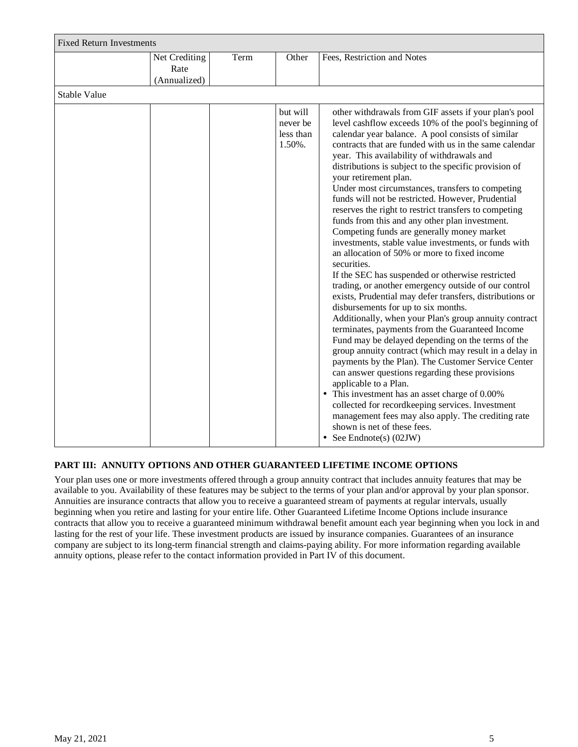| Fixed Return Investments | | | | |
|---|---|---|---|---|
| | Net Crediting Rate (Annualized) | Term | Other | Fees, Restriction and Notes |
| Stable Value | | | | |
| | | | but will never be less than 1.50%. | other withdrawals from GIF assets if your plan's pool level cashflow exceeds 10% of the pool's beginning of calendar year balance. A pool consists of similar contracts that are funded with us in the same calendar year. This availability of withdrawals and distributions is subject to the specific provision of your retirement plan.<br>Under most circumstances, transfers to competing funds will not be restricted. However, Prudential reserves the right to restrict transfers to competing funds from this and any other plan investment. Competing funds are generally money market investments, stable value investments, or funds with an allocation of 50% or more to fixed income securities.<br>If the SEC has suspended or otherwise restricted trading, or another emergency outside of our control exists, Prudential may defer transfers, distributions or disbursements for up to six months.<br>Additionally, when your Plan's group annuity contract terminates, payments from the Guaranteed Income Fund may be delayed depending on the terms of the group annuity contract (which may result in a delay in payments by the Plan). The Customer Service Center can answer questions regarding these provisions applicable to a Plan.<br>• This investment has an asset charge of 0.00% collected for recordkeeping services. Investment management fees may also apply. The crediting rate shown is net of these fees.<br>• See Endnote(s) (02JW) |

**PART III: ANNUITY OPTIONS AND OTHER GUARANTEED LIFETIME INCOME OPTIONS**

Your plan uses one or more investments offered through a group annuity contract that includes annuity features that may be available to you. Availability of these features may be subject to the terms of your plan and/or approval by your plan sponsor. Annuities are insurance contracts that allow you to receive a guaranteed stream of payments at regular intervals, usually beginning when you retire and lasting for your entire life. Other Guaranteed Lifetime Income Options include insurance contracts that allow you to receive a guaranteed minimum withdrawal benefit amount each year beginning when you lock in and lasting for the rest of your life. These investment products are issued by insurance companies. Guarantees of an insurance company are subject to its long-term financial strength and claims-paying ability. For more information regarding available annuity options, please refer to the contact information provided in Part IV of this document.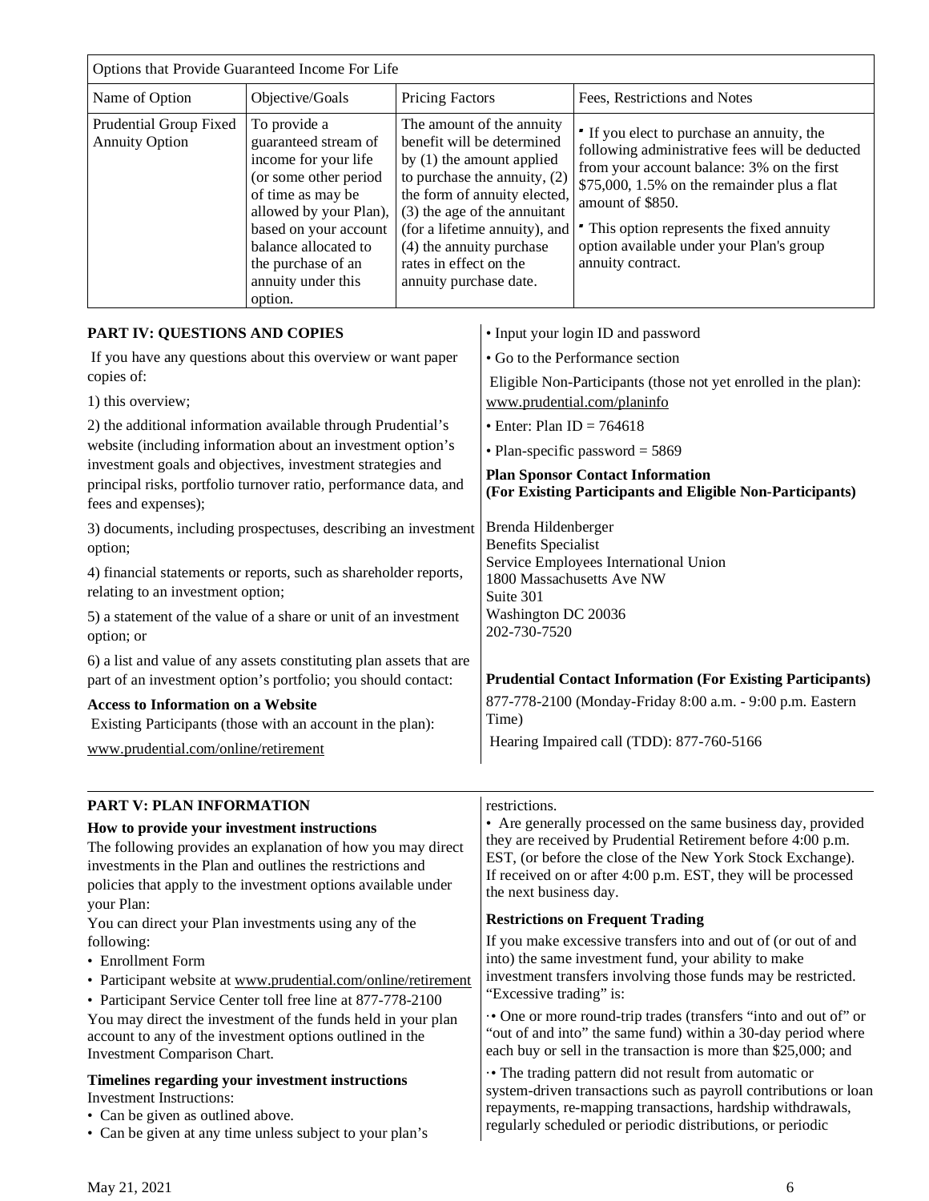| Options that Provide Guaranteed Income For Life | | | |
|---|---|---|---|
| Name of Option | Objective/Goals | Pricing Factors | Fees, Restrictions and Notes |
| Prudential Group Fixed Annuity Option | To provide a guaranteed stream of income for your life (or some other period of time as may be allowed by your Plan), based on your account balance allocated to the purchase of an annuity under this option. | The amount of the annuity benefit will be determined by (1) the amount applied to purchase the annuity, (2) the form of annuity elected, (3) the age of the annuitant (for a lifetime annuity), and (4) the annuity purchase rates in effect on the annuity purchase date. | • If you elect to purchase an annuity, the following administrative fees will be deducted from your account balance: 3% on the first $75,000, 1.5% on the remainder plus a flat amount of $850. • This option represents the fixed annuity option available under your Plan's group annuity contract. |

## PART IV: QUESTIONS AND COPIES

If you have any questions about this overview or want paper copies of:

1) this overview;

2) the additional information available through Prudential's website (including information about an investment option's investment goals and objectives, investment strategies and principal risks, portfolio turnover ratio, performance data, and fees and expenses);

3) documents, including prospectuses, describing an investment option;

4) financial statements or reports, such as shareholder reports, relating to an investment option;

5) a statement of the value of a share or unit of an investment option; or

6) a list and value of any assets constituting plan assets that are part of an investment option's portfolio; you should contact:

**Access to Information on a Website**

Existing Participants (those with an account in the plan):

www.prudential.com/online/retirement

- Input your login ID and password
- Go to the Performance section

Eligible Non-Participants (those not yet enrolled in the plan):
www.prudential.com/planinfo

- Enter: Plan ID = 764618
- Plan-specific password = 5869

**Plan Sponsor Contact Information**
**(For Existing Participants and Eligible Non-Participants)**

Brenda Hildenberger
Benefits Specialist
Service Employees International Union
1800 Massachusetts Ave NW
Suite 301
Washington DC 20036
202-730-7520

**Prudential Contact Information (For Existing Participants)**

877-778-2100 (Monday-Friday 8:00 a.m. - 9:00 p.m. Eastern Time)

Hearing Impaired call (TDD): 877-760-5166

## PART V: PLAN INFORMATION

**How to provide your investment instructions**

The following provides an explanation of how you may direct investments in the Plan and outlines the restrictions and policies that apply to the investment options available under your Plan:

You can direct your Plan investments using any of the following:

- Enrollment Form
- Participant website at www.prudential.com/online/retirement
- Participant Service Center toll free line at 877-778-2100

You may direct the investment of the funds held in your plan account to any of the investment options outlined in the Investment Comparison Chart.

**Timelines regarding your investment instructions**

Investment Instructions:

- Can be given as outlined above.
- Can be given at any time unless subject to your plan's restrictions.
- Are generally processed on the same business day, provided they are received by Prudential Retirement before 4:00 p.m. EST, (or before the close of the New York Stock Exchange). If received on or after 4:00 p.m. EST, they will be processed the next business day.

**Restrictions on Frequent Trading**

If you make excessive transfers into and out of (or out of and into) the same investment fund, your ability to make investment transfers involving those funds may be restricted. "Excessive trading" is:

- One or more round-trip trades (transfers "into and out of" or "out of and into" the same fund) within a 30-day period where each buy or sell in the transaction is more than $25,000; and
- The trading pattern did not result from automatic or system-driven transactions such as payroll contributions or loan repayments, re-mapping transactions, hardship withdrawals, regularly scheduled or periodic distributions, or periodic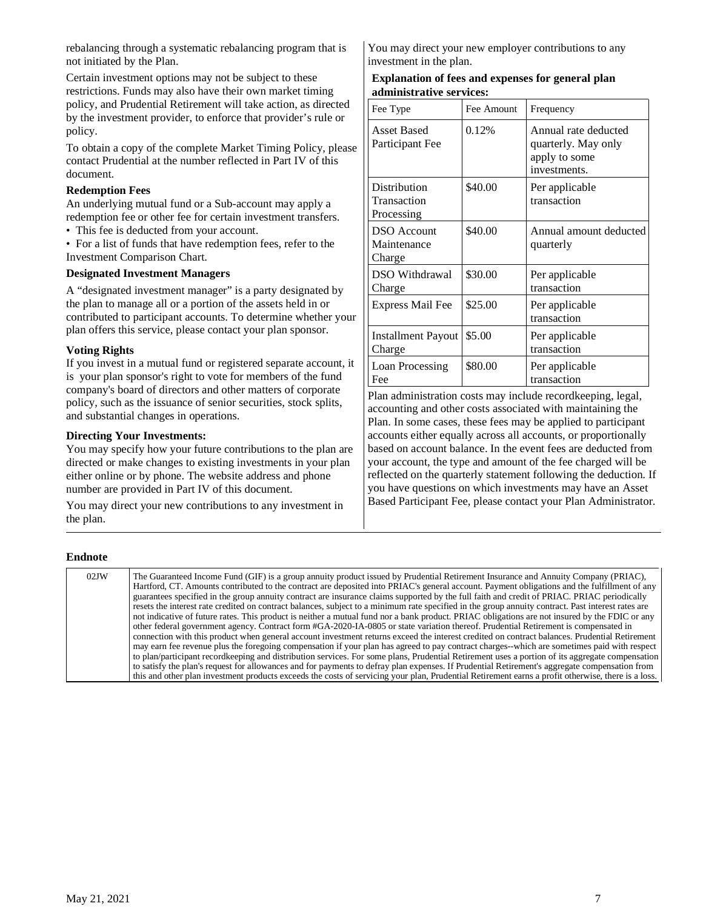rebalancing through a systematic rebalancing program that is not initiated by the Plan.

Certain investment options may not be subject to these restrictions. Funds may also have their own market timing policy, and Prudential Retirement will take action, as directed by the investment provider, to enforce that provider's rule or policy.

To obtain a copy of the complete Market Timing Policy, please contact Prudential at the number reflected in Part IV of this document.

**Redemption Fees**

An underlying mutual fund or a Sub-account may apply a redemption fee or other fee for certain investment transfers.

- This fee is deducted from your account.
- For a list of funds that have redemption fees, refer to the Investment Comparison Chart.

**Designated Investment Managers**

A "designated investment manager" is a party designated by the plan to manage all or a portion of the assets held in or contributed to participant accounts. To determine whether your plan offers this service, please contact your plan sponsor.

**Voting Rights**

If you invest in a mutual fund or registered separate account, it is your plan sponsor's right to vote for members of the fund company's board of directors and other matters of corporate policy, such as the issuance of senior securities, stock splits, and substantial changes in operations.

**Directing Your Investments:**

You may specify how your future contributions to the plan are directed or make changes to existing investments in your plan either online or by phone. The website address and phone number are provided in Part IV of this document.

You may direct your new contributions to any investment in the plan.

You may direct your new employer contributions to any investment in the plan.

**Explanation of fees and expenses for general plan administrative services:**

| Fee Type | Fee Amount | Frequency |
|---|---|---|
| Asset Based Participant Fee | 0.12% | Annual rate deducted quarterly. May only apply to some investments. |
| Distribution Transaction Processing | $40.00 | Per applicable transaction |
| DSO Account Maintenance Charge | $40.00 | Annual amount deducted quarterly |
| DSO Withdrawal Charge | $30.00 | Per applicable transaction |
| Express Mail Fee | $25.00 | Per applicable transaction |
| Installment Payout Charge | $5.00 | Per applicable transaction |
| Loan Processing Fee | $80.00 | Per applicable transaction |

Plan administration costs may include recordkeeping, legal, accounting and other costs associated with maintaining the Plan. In some cases, these fees may be applied to participant accounts either equally across all accounts, or proportionally based on account balance. In the event fees are deducted from your account, the type and amount of the fee charged will be reflected on the quarterly statement following the deduction. If you have questions on which investments may have an Asset Based Participant Fee, please contact your Plan Administrator.

**Endnote**

| | |
|---|---|
| 02JW | The Guaranteed Income Fund (GIF) is a group annuity product issued by Prudential Retirement Insurance and Annuity Company (PRIAC), Hartford, CT. Amounts contributed to the contract are deposited into PRIAC's general account. Payment obligations and the fulfillment of any guarantees specified in the group annuity contract are insurance claims supported by the full faith and credit of PRIAC. PRIAC periodically resets the interest rate credited on contract balances, subject to a minimum rate specified in the group annuity contract. Past interest rates are not indicative of future rates. This product is neither a mutual fund nor a bank product. PRIAC obligations are not insured by the FDIC or any other federal government agency. Contract form #GA-2020-IA-0805 or state variation thereof. Prudential Retirement is compensated in connection with this product when general account investment returns exceed the interest credited on contract balances. Prudential Retirement may earn fee revenue plus the foregoing compensation if your plan has agreed to pay contract charges--which are sometimes paid with respect to plan/participant recordkeeping and distribution services. For some plans, Prudential Retirement uses a portion of its aggregate compensation to satisfy the plan's request for allowances and for payments to defray plan expenses. If Prudential Retirement's aggregate compensation from this and other plan investment products exceeds the costs of servicing your plan, Prudential Retirement earns a profit otherwise, there is a loss. |

May 21, 2021